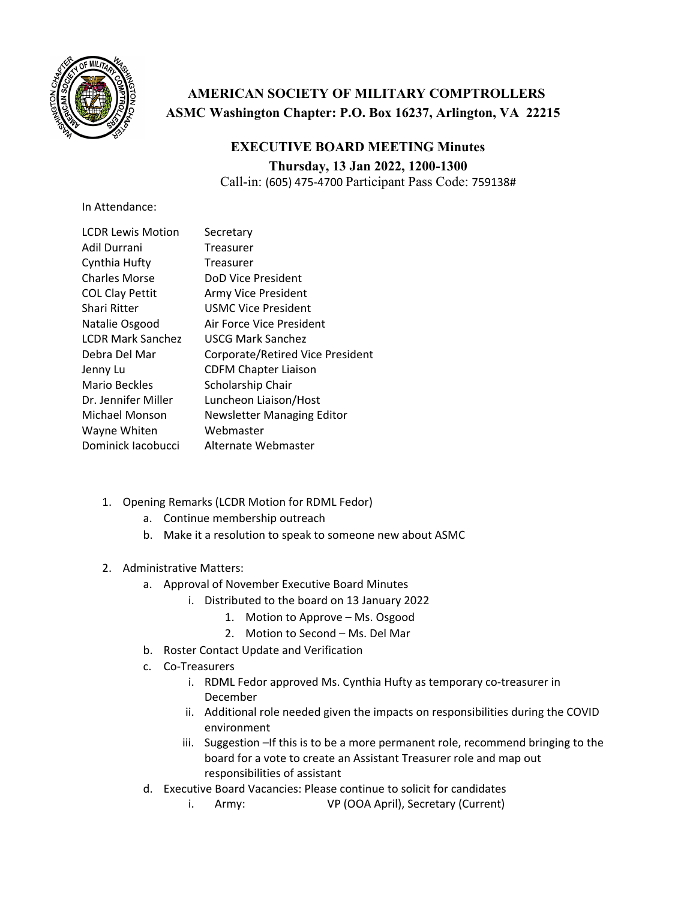# AMERICAN SOCIETY OF MILITARY COMPTROLLERS

**ASMC Washington Chapter: P.O. Box 16237, Arlington, VA 22215**

## EXECUTIVE BOARD MEETING Minutes

**Thursday, 13 Jan 2022, 1200-1300**

Call-in: (605) 475-4700 Participant Pass Code: 759138#

In Attendance:

| | |
|---|---|
| LCDR Lewis Motion | Secretary |
| Adil Durrani | Treasurer |
| Cynthia Hufty | Treasurer |
| Charles Morse | DoD Vice President |
| COL Clay Pettit | Army Vice President |
| Shari Ritter | USMC Vice President |
| Natalie Osgood | Air Force Vice President |
| LCDR Mark Sanchez | USCG Mark Sanchez |
| Debra Del Mar | Corporate/Retired Vice President |
| Jenny Lu | CDFM Chapter Liaison |
| Mario Beckles | Scholarship Chair |
| Dr. Jennifer Miller | Luncheon Liaison/Host |
| Michael Monson | Newsletter Managing Editor |
| Wayne Whiten | Webmaster |
| Dominick Iacobucci | Alternate Webmaster |

1. Opening Remarks (LCDR Motion for RDML Fedor)
   a. Continue membership outreach
   b. Make it a resolution to speak to someone new about ASMC

2. Administrative Matters:
   a. Approval of November Executive Board Minutes
      i. Distributed to the board on 13 January 2022
         1. Motion to Approve – Ms. Osgood
         2. Motion to Second – Ms. Del Mar
   b. Roster Contact Update and Verification
   c. Co-Treasurers
      i. RDML Fedor approved Ms. Cynthia Hufty as temporary co-treasurer in December
      ii. Additional role needed given the impacts on responsibilities during the COVID environment
      iii. Suggestion –If this is to be a more permanent role, recommend bringing to the board for a vote to create an Assistant Treasurer role and map out responsibilities of assistant
   d. Executive Board Vacancies: Please continue to solicit for candidates
      i. Army: VP (OOA April), Secretary (Current)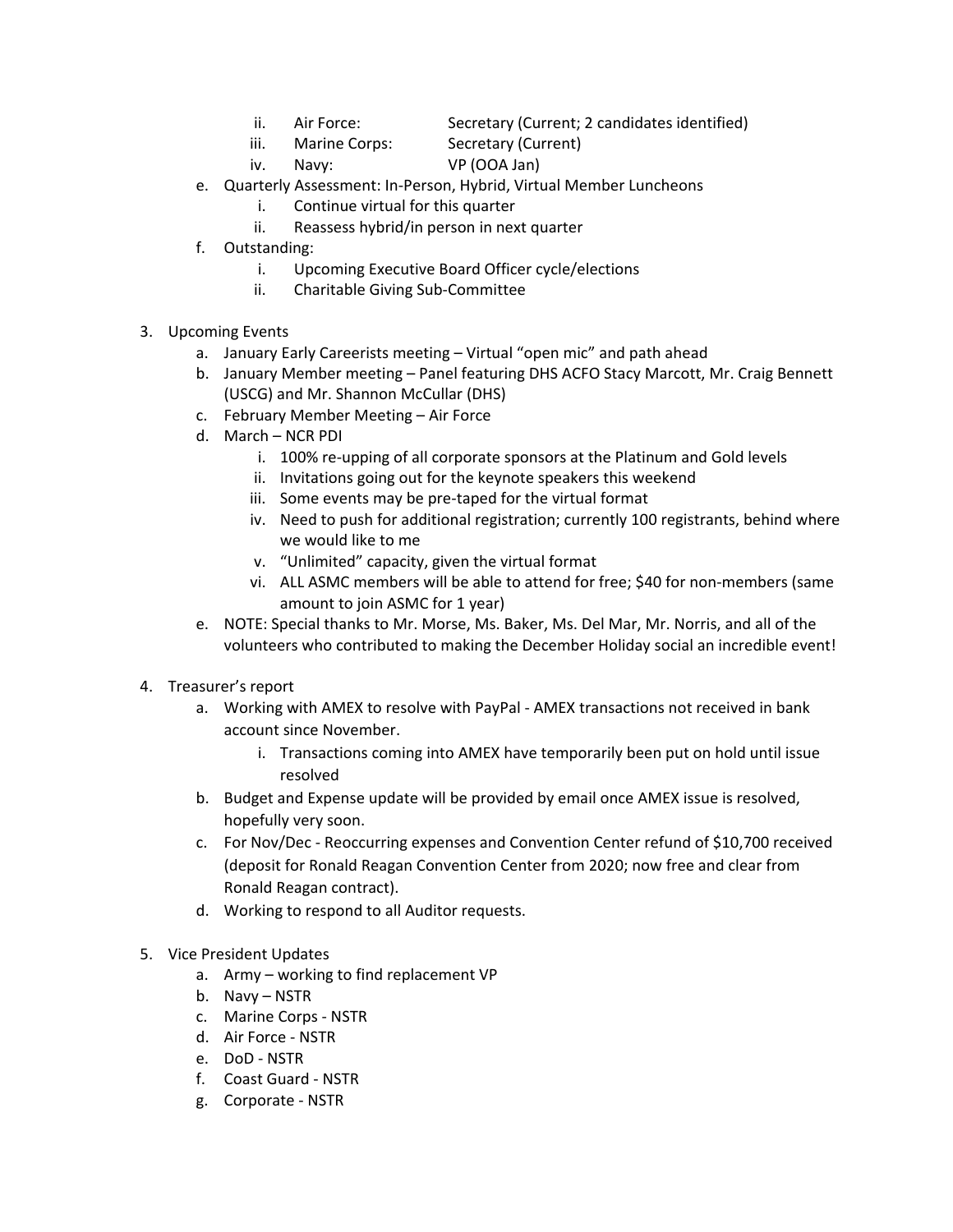- ii. Air Force: Secretary (Current; 2 candidates identified)
   - iii. Marine Corps: Secretary (Current)
   - iv. Navy: VP (OOA Jan)

  e. Quarterly Assessment: In-Person, Hybrid, Virtual Member Luncheons
   - i. Continue virtual for this quarter
   - ii. Reassess hybrid/in person in next quarter

  f. Outstanding:
   - i. Upcoming Executive Board Officer cycle/elections
   - ii. Charitable Giving Sub-Committee

3. Upcoming Events
   - a. January Early Careerists meeting – Virtual "open mic" and path ahead
   - b. January Member meeting – Panel featuring DHS ACFO Stacy Marcott, Mr. Craig Bennett (USCG) and Mr. Shannon McCullar (DHS)
   - c. February Member Meeting – Air Force
   - d. March – NCR PDI
     - i. 100% re-upping of all corporate sponsors at the Platinum and Gold levels
     - ii. Invitations going out for the keynote speakers this weekend
     - iii. Some events may be pre-taped for the virtual format
     - iv. Need to push for additional registration; currently 100 registrants, behind where we would like to me
     - v. "Unlimited" capacity, given the virtual format
     - vi. ALL ASMC members will be able to attend for free; $40 for non-members (same amount to join ASMC for 1 year)
   - e. NOTE: Special thanks to Mr. Morse, Ms. Baker, Ms. Del Mar, Mr. Norris, and all of the volunteers who contributed to making the December Holiday social an incredible event!

4. Treasurer's report
   - a. Working with AMEX to resolve with PayPal - AMEX transactions not received in bank account since November.
     - i. Transactions coming into AMEX have temporarily been put on hold until issue resolved
   - b. Budget and Expense update will be provided by email once AMEX issue is resolved, hopefully very soon.
   - c. For Nov/Dec - Reoccurring expenses and Convention Center refund of $10,700 received (deposit for Ronald Reagan Convention Center from 2020; now free and clear from Ronald Reagan contract).
   - d. Working to respond to all Auditor requests.

5. Vice President Updates
   - a. Army – working to find replacement VP
   - b. Navy – NSTR
   - c. Marine Corps - NSTR
   - d. Air Force - NSTR
   - e. DoD - NSTR
   - f. Coast Guard - NSTR
   - g. Corporate - NSTR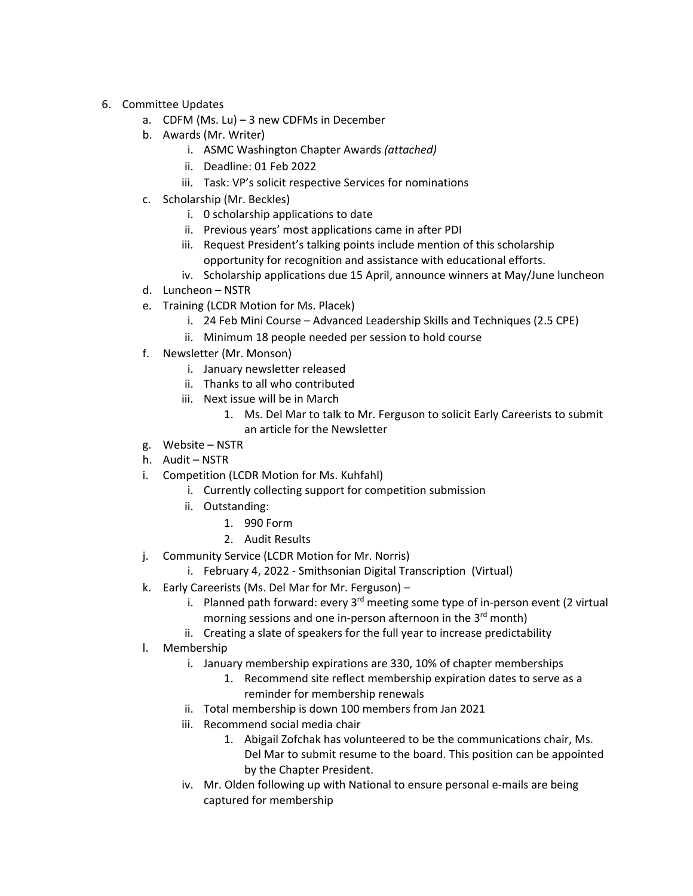6. Committee Updates
    a. CDFM (Ms. Lu) – 3 new CDFMs in December
    b. Awards (Mr. Writer)
        i. ASMC Washington Chapter Awards *(attached)*
        ii. Deadline: 01 Feb 2022
        iii. Task: VP's solicit respective Services for nominations
    c. Scholarship (Mr. Beckles)
        i. 0 scholarship applications to date
        ii. Previous years' most applications came in after PDI
        iii. Request President's talking points include mention of this scholarship opportunity for recognition and assistance with educational efforts.
        iv. Scholarship applications due 15 April, announce winners at May/June luncheon
    d. Luncheon – NSTR
    e. Training (LCDR Motion for Ms. Placek)
        i. 24 Feb Mini Course – Advanced Leadership Skills and Techniques (2.5 CPE)
        ii. Minimum 18 people needed per session to hold course
    f. Newsletter (Mr. Monson)
        i. January newsletter released
        ii. Thanks to all who contributed
        iii. Next issue will be in March
            1. Ms. Del Mar to talk to Mr. Ferguson to solicit Early Careerists to submit an article for the Newsletter
    g. Website – NSTR
    h. Audit – NSTR
    i. Competition (LCDR Motion for Ms. Kuhfahl)
        i. Currently collecting support for competition submission
        ii. Outstanding:
            1. 990 Form
            2. Audit Results
    j. Community Service (LCDR Motion for Mr. Norris)
        i. February 4, 2022 - Smithsonian Digital Transcription (Virtual)
    k. Early Careerists (Ms. Del Mar for Mr. Ferguson) –
        i. Planned path forward: every 3rd meeting some type of in-person event (2 virtual morning sessions and one in-person afternoon in the 3rd month)
        ii. Creating a slate of speakers for the full year to increase predictability
    l. Membership
        i. January membership expirations are 330, 10% of chapter memberships
            1. Recommend site reflect membership expiration dates to serve as a reminder for membership renewals
        ii. Total membership is down 100 members from Jan 2021
        iii. Recommend social media chair
            1. Abigail Zofchak has volunteered to be the communications chair, Ms. Del Mar to submit resume to the board. This position can be appointed by the Chapter President.
        iv. Mr. Olden following up with National to ensure personal e-mails are being captured for membership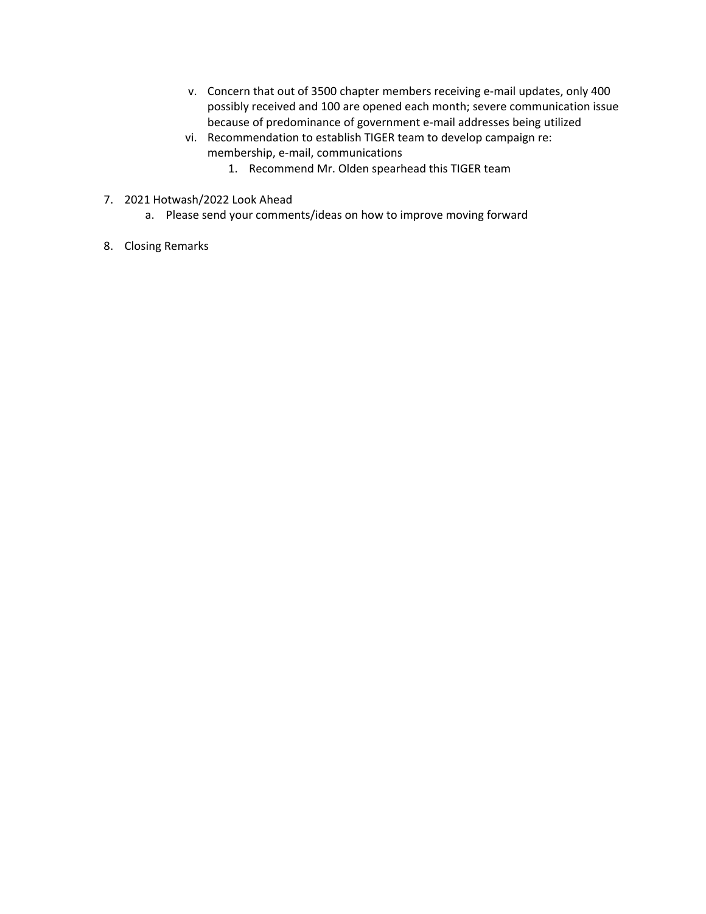v. Concern that out of 3500 chapter members receiving e-mail updates, only 400 possibly received and 100 are opened each month; severe communication issue because of predominance of government e-mail addresses being utilized

vi. Recommendation to establish TIGER team to develop campaign re: membership, e-mail, communications

1. Recommend Mr. Olden spearhead this TIGER team

7. 2021 Hotwash/2022 Look Ahead

   a. Please send your comments/ideas on how to improve moving forward

8. Closing Remarks